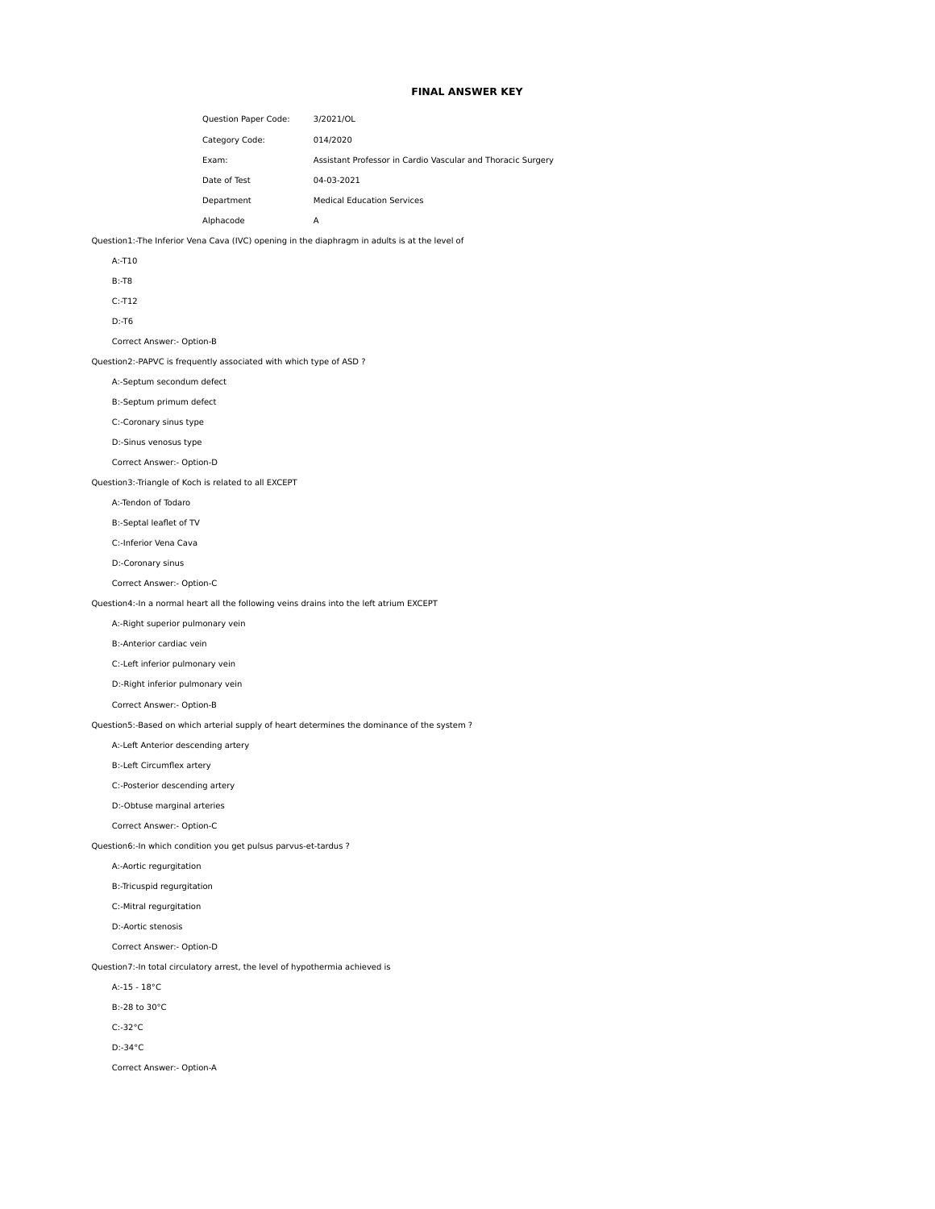# FINAL ANSWER KEY

| | |
|---|---|
| Question Paper Code: | 3/2021/OL |
| Category Code: | 014/2020 |
| Exam: | Assistant Professor in Cardio Vascular and Thoracic Surgery |
| Date of Test | 04-03-2021 |
| Department | Medical Education Services |
| Alphacode | A |

Question1:-The Inferior Vena Cava (IVC) opening in the diaphragm in adults is at the level of

A:-T10

B:-T8

C:-T12

D:-T6

Correct Answer:- Option-B

Question2:-PAPVC is frequently associated with which type of ASD ?

A:-Septum secondum defect

B:-Septum primum defect

C:-Coronary sinus type

D:-Sinus venosus type

Correct Answer:- Option-D

Question3:-Triangle of Koch is related to all EXCEPT

A:-Tendon of Todaro

B:-Septal leaflet of TV

C:-Inferior Vena Cava

D:-Coronary sinus

Correct Answer:- Option-C

Question4:-In a normal heart all the following veins drains into the left atrium EXCEPT

A:-Right superior pulmonary vein

B:-Anterior cardiac vein

C:-Left inferior pulmonary vein

D:-Right inferior pulmonary vein

Correct Answer:- Option-B

Question5:-Based on which arterial supply of heart determines the dominance of the system ?

A:-Left Anterior descending artery

B:-Left Circumflex artery

C:-Posterior descending artery

D:-Obtuse marginal arteries

Correct Answer:- Option-C

Question6:-In which condition you get pulsus parvus-et-tardus ?

A:-Aortic regurgitation

B:-Tricuspid regurgitation

C:-Mitral regurgitation

D:-Aortic stenosis

Correct Answer:- Option-D

Question7:-In total circulatory arrest, the level of hypothermia achieved is

A:-15 - 18°C

B:-28 to 30°C

C:-32°C

D:-34°C

Correct Answer:- Option-A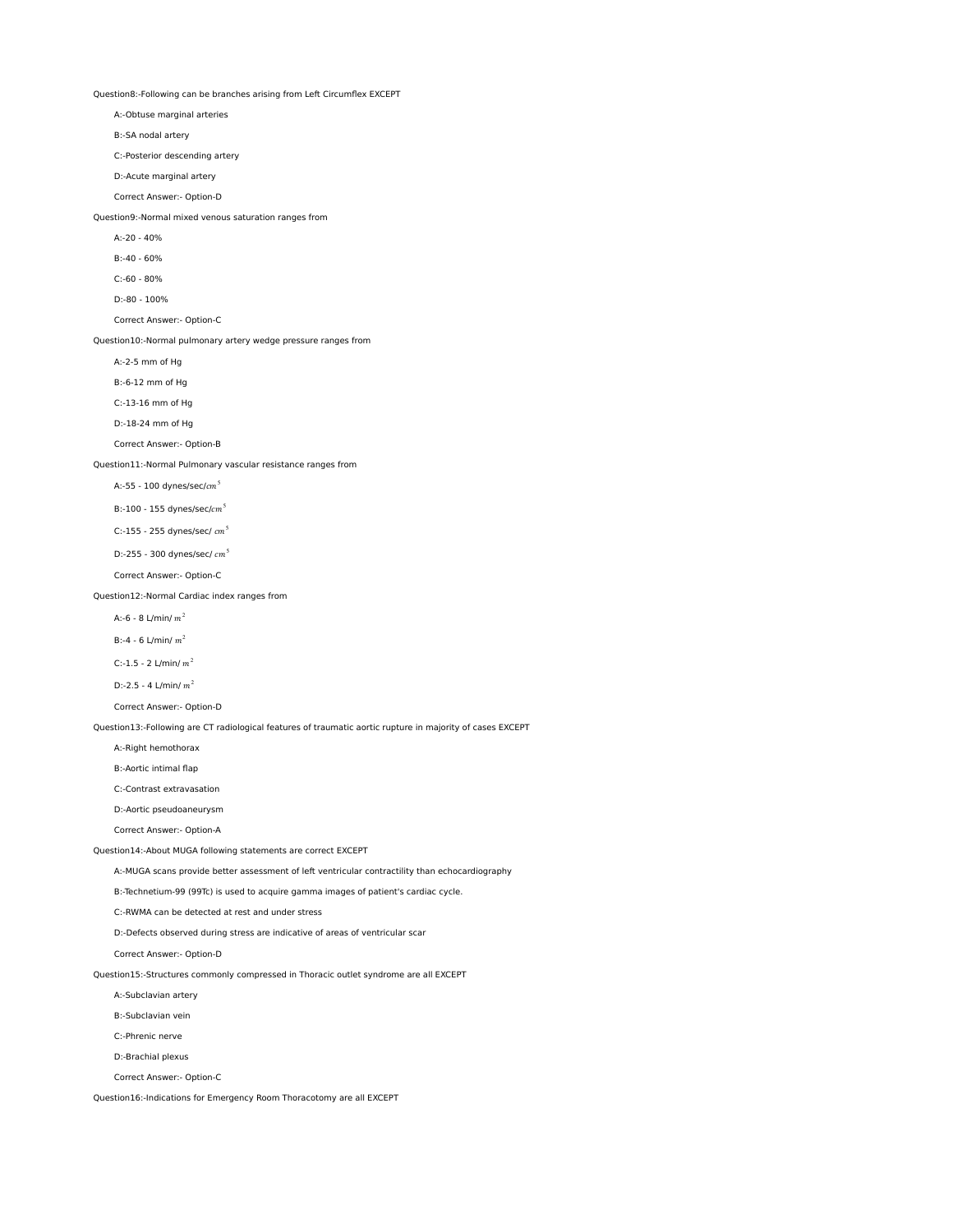Question8:-Following can be branches arising from Left Circumflex EXCEPT

A:-Obtuse marginal arteries

B:-SA nodal artery

C:-Posterior descending artery

D:-Acute marginal artery

Correct Answer:- Option-D

Question9:-Normal mixed venous saturation ranges from

A:-20 - 40%

B:-40 - 60%

C:-60 - 80%

D:-80 - 100%

Correct Answer:- Option-C

Question10:-Normal pulmonary artery wedge pressure ranges from

A:-2-5 mm of Hg

B:-6-12 mm of Hg

C:-13-16 mm of Hg

D:-18-24 mm of Hg

Correct Answer:- Option-B

Question11:-Normal Pulmonary vascular resistance ranges from

A:-55 - 100 dynes/sec/$cm^5$

B:-100 - 155 dynes/sec/$cm^5$

C:-155 - 255 dynes/sec/ $cm^5$

D:-255 - 300 dynes/sec/ $cm^5$

Correct Answer:- Option-C

Question12:-Normal Cardiac index ranges from

A:-6 - 8 L/min/ $m^2$

B:-4 - 6 L/min/ $m^2$

C:-1.5 - 2 L/min/ $m^2$

D:-2.5 - 4 L/min/ $m^2$

Correct Answer:- Option-D

Question13:-Following are CT radiological features of traumatic aortic rupture in majority of cases EXCEPT

A:-Right hemothorax

B:-Aortic intimal flap

C:-Contrast extravasation

D:-Aortic pseudoaneurysm

Correct Answer:- Option-A

Question14:-About MUGA following statements are correct EXCEPT

A:-MUGA scans provide better assessment of left ventricular contractility than echocardiography

B:-Technetium-99 (99Tc) is used to acquire gamma images of patient's cardiac cycle.

C:-RWMA can be detected at rest and under stress

D:-Defects observed during stress are indicative of areas of ventricular scar

Correct Answer:- Option-D

Question15:-Structures commonly compressed in Thoracic outlet syndrome are all EXCEPT

A:-Subclavian artery

B:-Subclavian vein

C:-Phrenic nerve

D:-Brachial plexus

Correct Answer:- Option-C

Question16:-Indications for Emergency Room Thoracotomy are all EXCEPT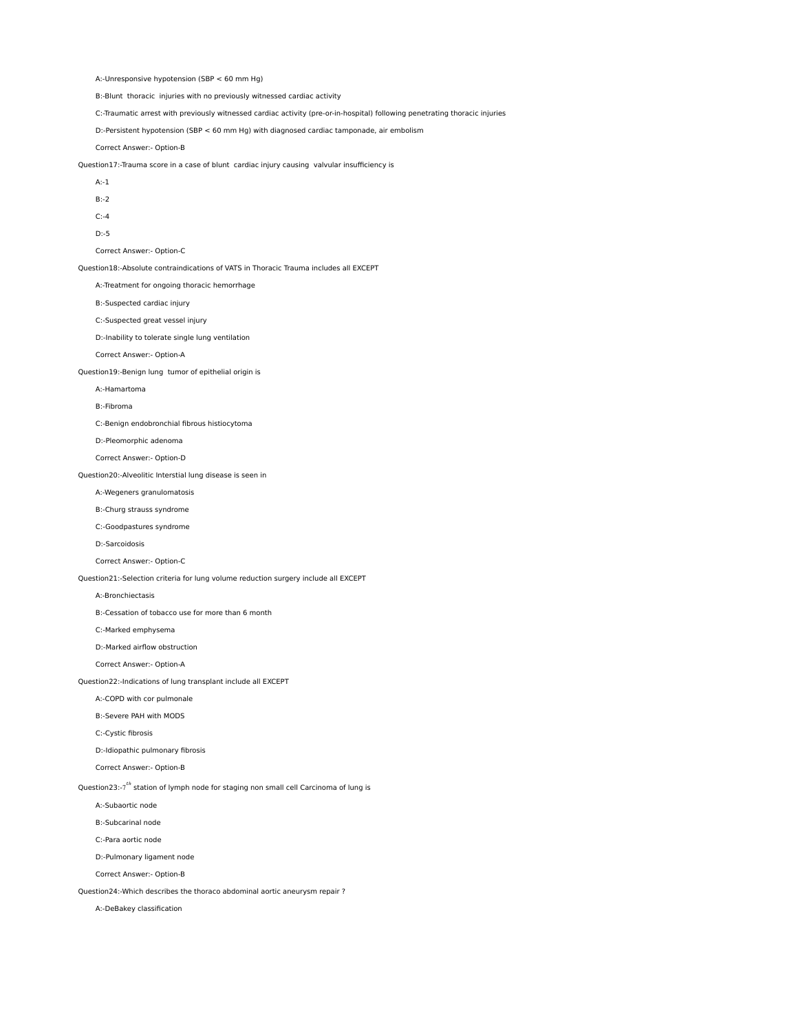A:-Unresponsive hypotension (SBP < 60 mm Hg)

B:-Blunt thoracic injuries with no previously witnessed cardiac activity

C:-Traumatic arrest with previously witnessed cardiac activity (pre-or-in-hospital) following penetrating thoracic injuries

D:-Persistent hypotension (SBP < 60 mm Hg) with diagnosed cardiac tamponade, air embolism

Correct Answer:- Option-B

Question17:-Trauma score in a case of blunt cardiac injury causing valvular insufficiency is

A:-1

B:-2

C:-4

D:-5

Correct Answer:- Option-C

Question18:-Absolute contraindications of VATS in Thoracic Trauma includes all EXCEPT

A:-Treatment for ongoing thoracic hemorrhage

B:-Suspected cardiac injury

C:-Suspected great vessel injury

D:-Inability to tolerate single lung ventilation

Correct Answer:- Option-A

Question19:-Benign lung tumor of epithelial origin is

A:-Hamartoma

B:-Fibroma

C:-Benign endobronchial fibrous histiocytoma

D:-Pleomorphic adenoma

Correct Answer:- Option-D

Question20:-Alveolitic Interstial lung disease is seen in

A:-Wegeners granulomatosis

B:-Churg strauss syndrome

C:-Goodpastures syndrome

D:-Sarcoidosis

Correct Answer:- Option-C

Question21:-Selection criteria for lung volume reduction surgery include all EXCEPT

A:-Bronchiectasis

B:-Cessation of tobacco use for more than 6 month

C:-Marked emphysema

D:-Marked airflow obstruction

Correct Answer:- Option-A

Question22:-Indications of lung transplant include all EXCEPT

A:-COPD with cor pulmonale

B:-Severe PAH with MODS

C:-Cystic fibrosis

D:-Idiopathic pulmonary fibrosis

Correct Answer:- Option-B

Question23:-7$^{th}$ station of lymph node for staging non small cell Carcinoma of lung is

A:-Subaortic node

B:-Subcarinal node

C:-Para aortic node

D:-Pulmonary ligament node

Correct Answer:- Option-B

Question24:-Which describes the thoraco abdominal aortic aneurysm repair ?

A:-DeBakey classification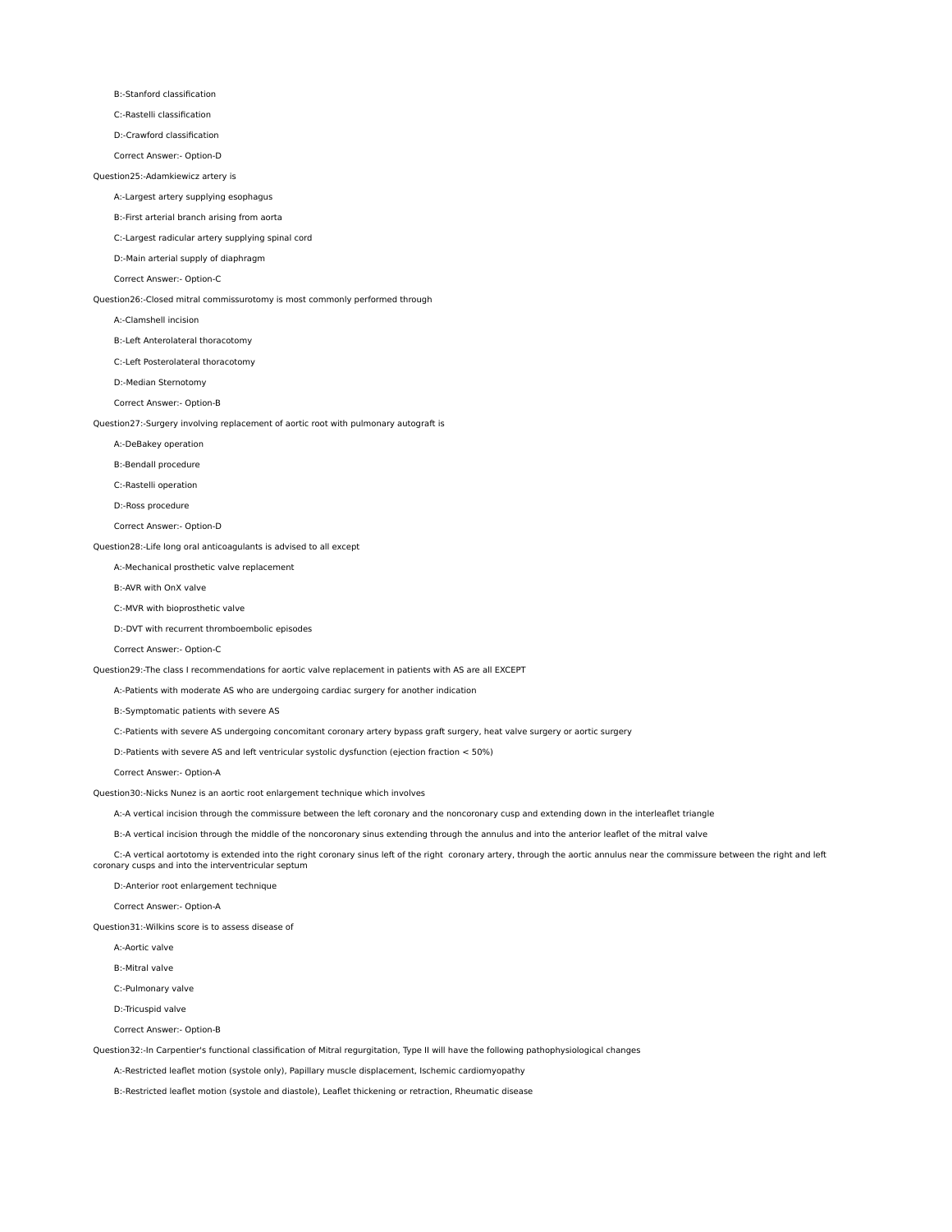B:-Stanford classification

C:-Rastelli classification

D:-Crawford classification

Correct Answer:- Option-D

Question25:-Adamkiewicz artery is

A:-Largest artery supplying esophagus

B:-First arterial branch arising from aorta

C:-Largest radicular artery supplying spinal cord

D:-Main arterial supply of diaphragm

Correct Answer:- Option-C

Question26:-Closed mitral commissurotomy is most commonly performed through

A:-Clamshell incision

B:-Left Anterolateral thoracotomy

C:-Left Posterolateral thoracotomy

D:-Median Sternotomy

Correct Answer:- Option-B

Question27:-Surgery involving replacement of aortic root with pulmonary autograft is

A:-DeBakey operation

B:-Bendall procedure

C:-Rastelli operation

D:-Ross procedure

Correct Answer:- Option-D

Question28:-Life long oral anticoagulants is advised to all except

A:-Mechanical prosthetic valve replacement

B:-AVR with OnX valve

C:-MVR with bioprosthetic valve

D:-DVT with recurrent thromboembolic episodes

Correct Answer:- Option-C

Question29:-The class I recommendations for aortic valve replacement in patients with AS are all EXCEPT

A:-Patients with moderate AS who are undergoing cardiac surgery for another indication

B:-Symptomatic patients with severe AS

C:-Patients with severe AS undergoing concomitant coronary artery bypass graft surgery, heat valve surgery or aortic surgery

D:-Patients with severe AS and left ventricular systolic dysfunction (ejection fraction < 50%)

Correct Answer:- Option-A

Question30:-Nicks Nunez is an aortic root enlargement technique which involves

A:-A vertical incision through the commissure between the left coronary and the noncoronary cusp and extending down in the interleaflet triangle

B:-A vertical incision through the middle of the noncoronary sinus extending through the annulus and into the anterior leaflet of the mitral valve

C:-A vertical aortotomy is extended into the right coronary sinus left of the right coronary artery, through the aortic annulus near the commissure between the right and left coronary cusps and into the interventricular septum

D:-Anterior root enlargement technique

Correct Answer:- Option-A

Question31:-Wilkins score is to assess disease of

A:-Aortic valve

B:-Mitral valve

C:-Pulmonary valve

D:-Tricuspid valve

Correct Answer:- Option-B

Question32:-In Carpentier's functional classification of Mitral regurgitation, Type II will have the following pathophysiological changes

A:-Restricted leaflet motion (systole only), Papillary muscle displacement, Ischemic cardiomyopathy

B:-Restricted leaflet motion (systole and diastole), Leaflet thickening or retraction, Rheumatic disease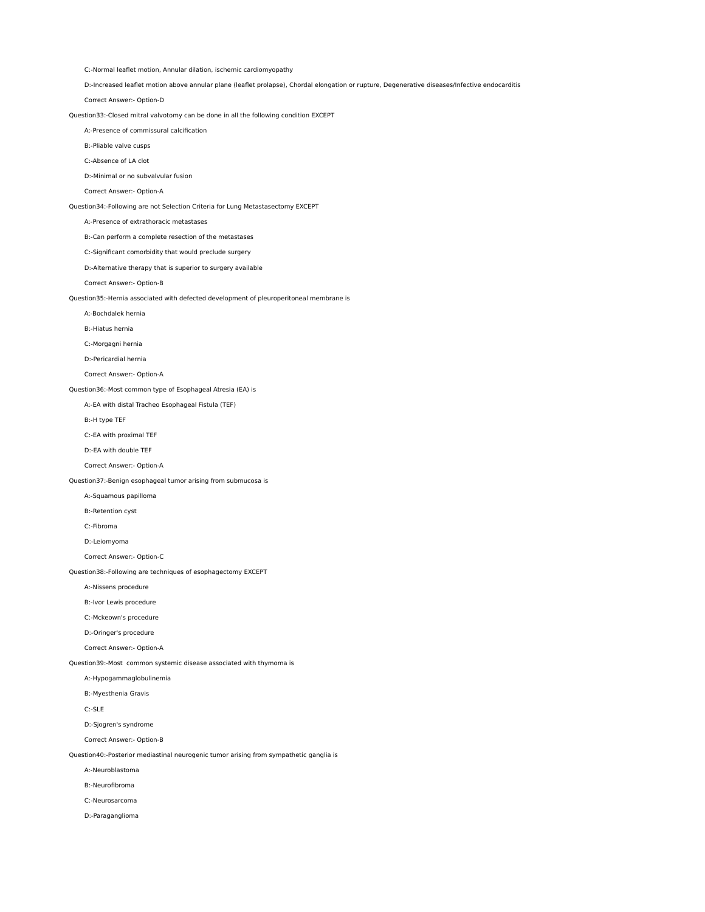C:-Normal leaflet motion, Annular dilation, ischemic cardiomyopathy

D:-Increased leaflet motion above annular plane (leaflet prolapse), Chordal elongation or rupture, Degenerative diseases/Infective endocarditis

Correct Answer:- Option-D

Question33:-Closed mitral valvotomy can be done in all the following condition EXCEPT

A:-Presence of commissural calcification

B:-Pliable valve cusps

C:-Absence of LA clot

D:-Minimal or no subvalvular fusion

Correct Answer:- Option-A

Question34:-Following are not Selection Criteria for Lung Metastasectomy EXCEPT

A:-Presence of extrathoracic metastases

B:-Can perform a complete resection of the metastases

C:-Significant comorbidity that would preclude surgery

D:-Alternative therapy that is superior to surgery available

Correct Answer:- Option-B

Question35:-Hernia associated with defected development of pleuroperitoneal membrane is

A:-Bochdalek hernia

B:-Hiatus hernia

C:-Morgagni hernia

D:-Pericardial hernia

Correct Answer:- Option-A

Question36:-Most common type of Esophageal Atresia (EA) is

A:-EA with distal Tracheo Esophageal Fistula (TEF)

B:-H type TEF

C:-EA with proximal TEF

D:-EA with double TEF

Correct Answer:- Option-A

Question37:-Benign esophageal tumor arising from submucosa is

A:-Squamous papilloma

B:-Retention cyst

C:-Fibroma

D:-Leiomyoma

Correct Answer:- Option-C

Question38:-Following are techniques of esophagectomy EXCEPT

A:-Nissens procedure

B:-Ivor Lewis procedure

C:-Mckeown's procedure

D:-Oringer's procedure

Correct Answer:- Option-A

Question39:-Most common systemic disease associated with thymoma is

A:-Hypogammaglobulinemia

B:-Myesthenia Gravis

C:-SLE

D:-Sjogren's syndrome

Correct Answer:- Option-B

Question40:-Posterior mediastinal neurogenic tumor arising from sympathetic ganglia is

A:-Neuroblastoma

B:-Neurofibroma

C:-Neurosarcoma

D:-Paraganglioma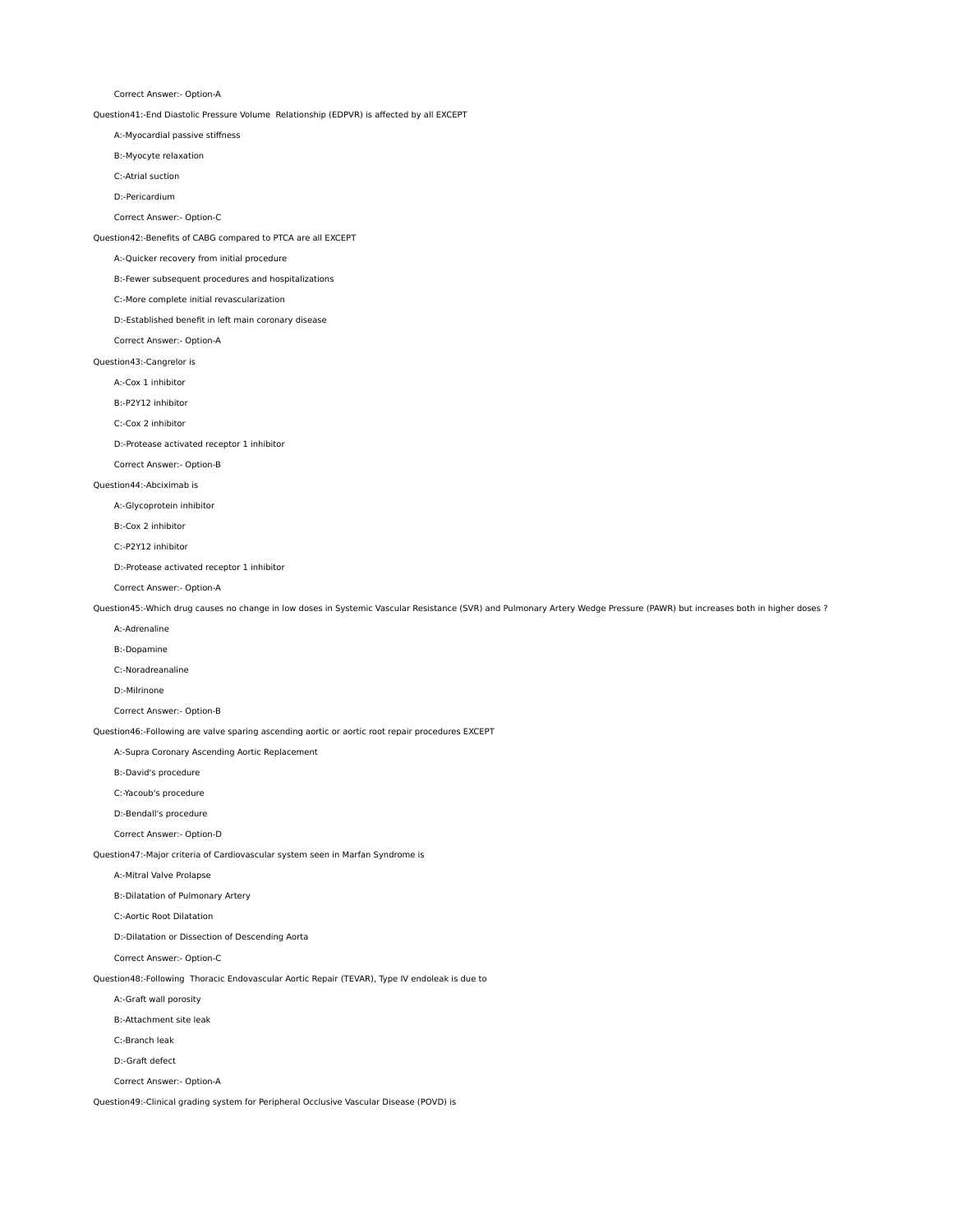Correct Answer:- Option-A

Question41:-End Diastolic Pressure Volume  Relationship (EDPVR) is affected by all EXCEPT

A:-Myocardial passive stiffness

B:-Myocyte relaxation

C:-Atrial suction

D:-Pericardium

Correct Answer:- Option-C

Question42:-Benefits of CABG compared to PTCA are all EXCEPT

A:-Quicker recovery from initial procedure

B:-Fewer subsequent procedures and hospitalizations

C:-More complete initial revascularization

D:-Established benefit in left main coronary disease

Correct Answer:- Option-A

Question43:-Cangrelor is

A:-Cox 1 inhibitor

B:-P2Y12 inhibitor

C:-Cox 2 inhibitor

D:-Protease activated receptor 1 inhibitor

Correct Answer:- Option-B

Question44:-Abciximab is

A:-Glycoprotein inhibitor

B:-Cox 2 inhibitor

C:-P2Y12 inhibitor

D:-Protease activated receptor 1 inhibitor

Correct Answer:- Option-A

Question45:-Which drug causes no change in low doses in Systemic Vascular Resistance (SVR) and Pulmonary Artery Wedge Pressure (PAWR) but increases both in higher doses ?

A:-Adrenaline

B:-Dopamine

C:-Noradreanaline

D:-Milrinone

Correct Answer:- Option-B

Question46:-Following are valve sparing ascending aortic or aortic root repair procedures EXCEPT

A:-Supra Coronary Ascending Aortic Replacement

B:-David's procedure

C:-Yacoub's procedure

D:-Bendall's procedure

Correct Answer:- Option-D

Question47:-Major criteria of Cardiovascular system seen in Marfan Syndrome is

A:-Mitral Valve Prolapse

B:-Dilatation of Pulmonary Artery

C:-Aortic Root Dilatation

D:-Dilatation or Dissection of Descending Aorta

Correct Answer:- Option-C

Question48:-Following  Thoracic Endovascular Aortic Repair (TEVAR), Type IV endoleak is due to

A:-Graft wall porosity

B:-Attachment site leak

C:-Branch leak

D:-Graft defect

Correct Answer:- Option-A

Question49:-Clinical grading system for Peripheral Occlusive Vascular Disease (POVD) is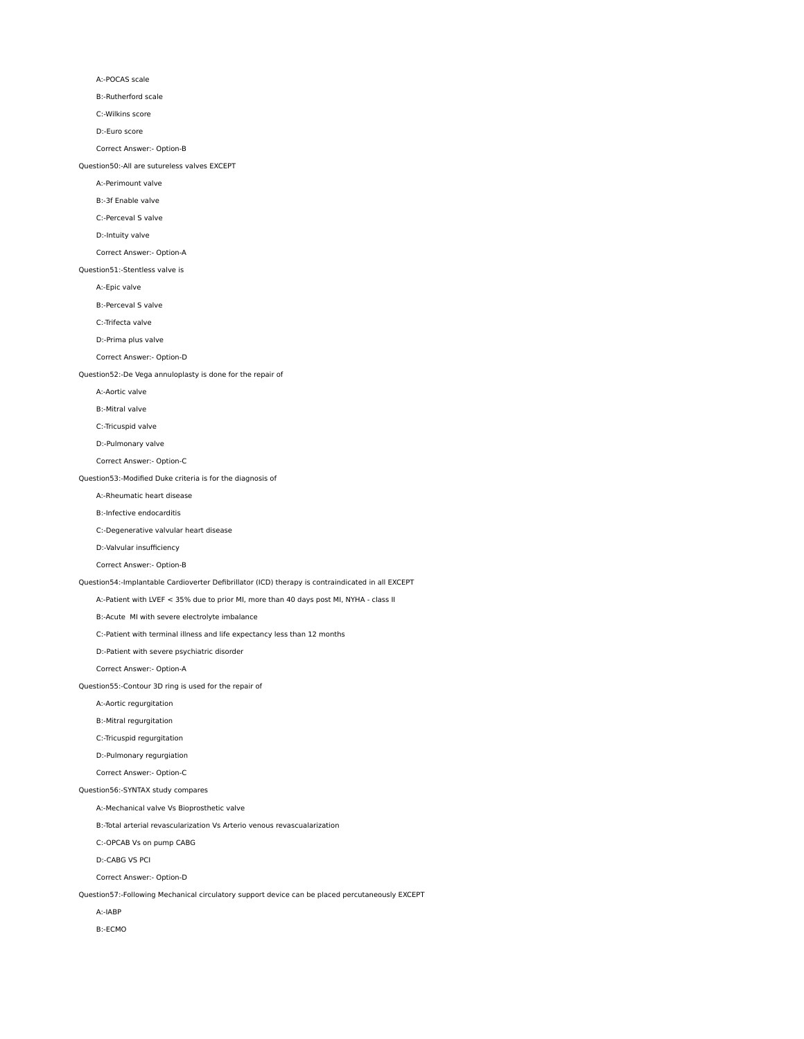A:-POCAS scale

B:-Rutherford scale

C:-Wilkins score

D:-Euro score

Correct Answer:- Option-B

Question50:-All are sutureless valves EXCEPT

A:-Perimount valve

B:-3f Enable valve

C:-Perceval S valve

D:-Intuity valve

Correct Answer:- Option-A

Question51:-Stentless valve is

A:-Epic valve

B:-Perceval S valve

C:-Trifecta valve

D:-Prima plus valve

Correct Answer:- Option-D

Question52:-De Vega annuloplasty is done for the repair of

A:-Aortic valve

B:-Mitral valve

C:-Tricuspid valve

D:-Pulmonary valve

Correct Answer:- Option-C

Question53:-Modified Duke criteria is for the diagnosis of

A:-Rheumatic heart disease

B:-Infective endocarditis

C:-Degenerative valvular heart disease

D:-Valvular insufficiency

Correct Answer:- Option-B

Question54:-Implantable Cardioverter Defibrillator (ICD) therapy is contraindicated in all EXCEPT

A:-Patient with LVEF < 35% due to prior MI, more than 40 days post MI, NYHA - class II

B:-Acute MI with severe electrolyte imbalance

C:-Patient with terminal illness and life expectancy less than 12 months

D:-Patient with severe psychiatric disorder

Correct Answer:- Option-A

Question55:-Contour 3D ring is used for the repair of

A:-Aortic regurgitation

B:-Mitral regurgitation

C:-Tricuspid regurgitation

D:-Pulmonary regurgiation

Correct Answer:- Option-C

Question56:-SYNTAX study compares

A:-Mechanical valve Vs Bioprosthetic valve

B:-Total arterial revascularization Vs Arterio venous revascualarization

C:-OPCAB Vs on pump CABG

D:-CABG VS PCI

Correct Answer:- Option-D

Question57:-Following Mechanical circulatory support device can be placed percutaneously EXCEPT

A:-IABP

B:-ECMO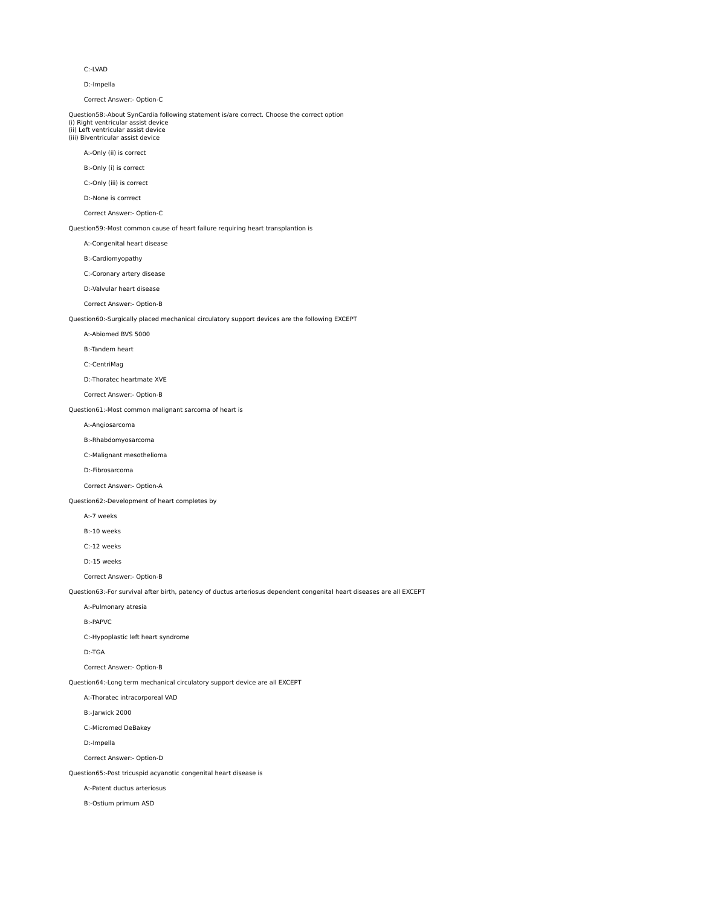C:-LVAD

D:-Impella

Correct Answer:- Option-C

Question58:-About SynCardia following statement is/are correct. Choose the correct option
(i) Right ventricular assist device
(ii) Left ventricular assist device
(iii) Biventricular assist device

A:-Only (ii) is correct

B:-Only (i) is correct

C:-Only (iii) is correct

D:-None is corrrect

Correct Answer:- Option-C

Question59:-Most common cause of heart failure requiring heart transplantion is

A:-Congenital heart disease

B:-Cardiomyopathy

C:-Coronary artery disease

D:-Valvular heart disease

Correct Answer:- Option-B

Question60:-Surgically placed mechanical circulatory support devices are the following EXCEPT

A:-Abiomed BVS 5000

B:-Tandem heart

C:-CentriMag

D:-Thoratec heartmate XVE

Correct Answer:- Option-B

Question61:-Most common malignant sarcoma of heart is

A:-Angiosarcoma

B:-Rhabdomyosarcoma

C:-Malignant mesothelioma

D:-Fibrosarcoma

Correct Answer:- Option-A

Question62:-Development of heart completes by

A:-7 weeks

B:-10 weeks

C:-12 weeks

D:-15 weeks

Correct Answer:- Option-B

Question63:-For survival after birth, patency of ductus arteriosus dependent congenital heart diseases are all EXCEPT

A:-Pulmonary atresia

B:-PAPVC

C:-Hypoplastic left heart syndrome

D:-TGA

Correct Answer:- Option-B

Question64:-Long term mechanical circulatory support device are all EXCEPT

A:-Thoratec intracorporeal VAD

B:-Jarwick 2000

C:-Micromed DeBakey

D:-Impella

Correct Answer:- Option-D

Question65:-Post tricuspid acyanotic congenital heart disease is

A:-Patent ductus arteriosus

B:-Ostium primum ASD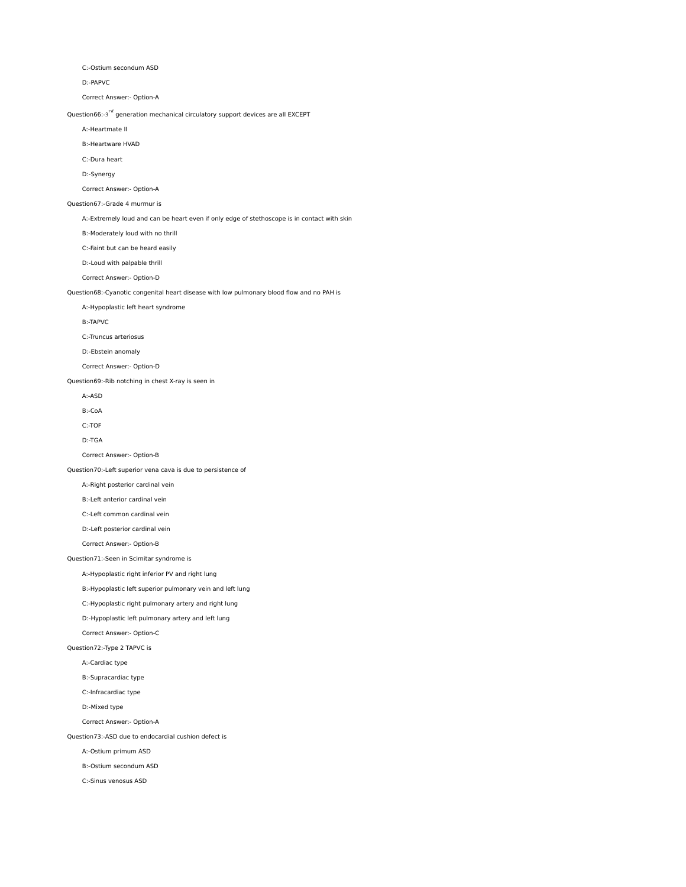C:-Ostium secondum ASD

D:-PAPVC

Correct Answer:- Option-A

Question66:-$3^{rd}$ generation mechanical circulatory support devices are all EXCEPT

A:-Heartmate II

B:-Heartware HVAD

C:-Dura heart

D:-Synergy

Correct Answer:- Option-A

Question67:-Grade 4 murmur is

A:-Extremely loud and can be heart even if only edge of stethoscope is in contact with skin

B:-Moderately loud with no thrill

C:-Faint but can be heard easily

D:-Loud with palpable thrill

Correct Answer:- Option-D

Question68:-Cyanotic congenital heart disease with low pulmonary blood flow and no PAH is

A:-Hypoplastic left heart syndrome

B:-TAPVC

C:-Truncus arteriosus

D:-Ebstein anomaly

Correct Answer:- Option-D

Question69:-Rib notching in chest X-ray is seen in

A:-ASD

B:-CoA

C:-TOF

D:-TGA

Correct Answer:- Option-B

Question70:-Left superior vena cava is due to persistence of

A:-Right posterior cardinal vein

B:-Left anterior cardinal vein

C:-Left common cardinal vein

D:-Left posterior cardinal vein

Correct Answer:- Option-B

Question71:-Seen in Scimitar syndrome is

A:-Hypoplastic right inferior PV and right lung

B:-Hypoplastic left superior pulmonary vein and left lung

C:-Hypoplastic right pulmonary artery and right lung

D:-Hypoplastic left pulmonary artery and left lung

Correct Answer:- Option-C

Question72:-Type 2 TAPVC is

A:-Cardiac type

B:-Supracardiac type

C:-Infracardiac type

D:-Mixed type

Correct Answer:- Option-A

Question73:-ASD due to endocardial cushion defect is

A:-Ostium primum ASD

B:-Ostium secondum ASD

C:-Sinus venosus ASD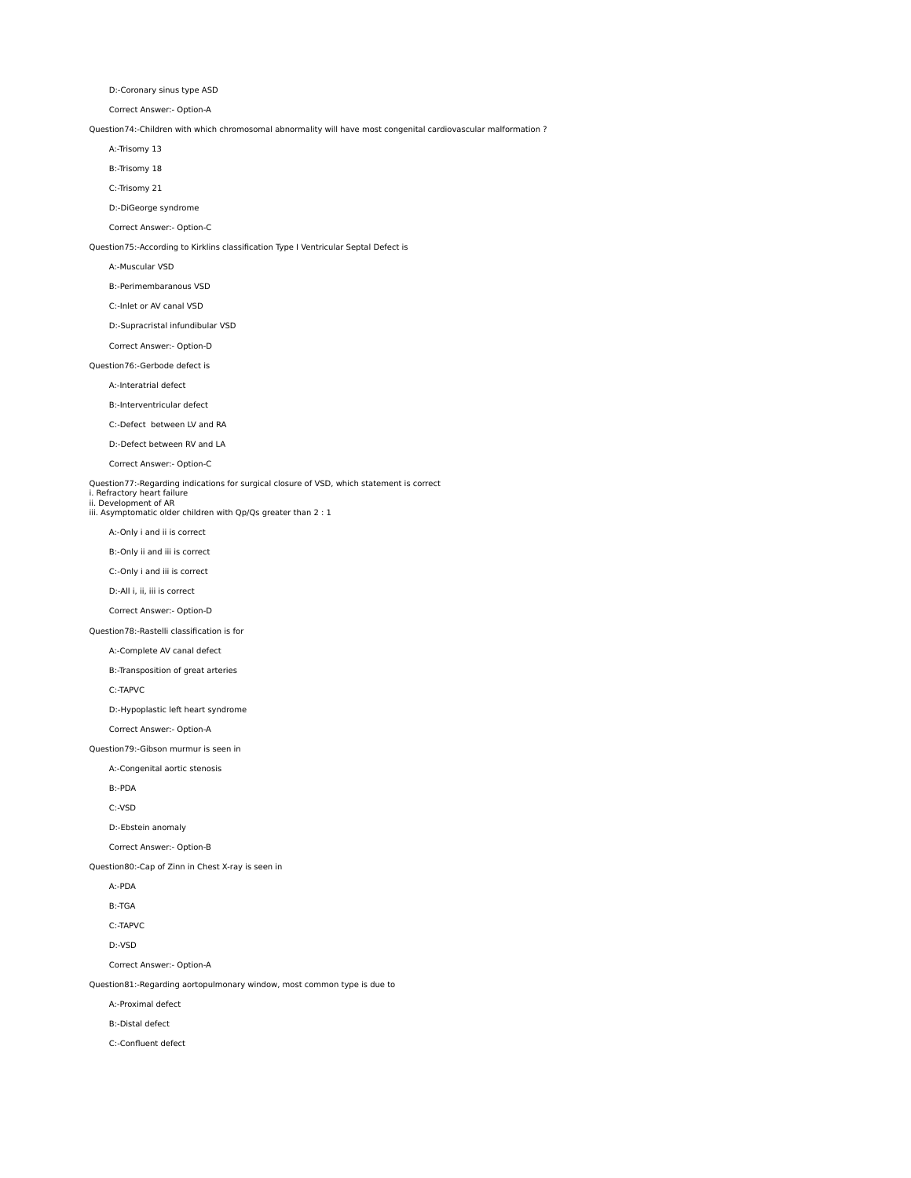D:-Coronary sinus type ASD

Correct Answer:- Option-A

Question74:-Children with which chromosomal abnormality will have most congenital cardiovascular malformation ?

A:-Trisomy 13

B:-Trisomy 18

C:-Trisomy 21

D:-DiGeorge syndrome

Correct Answer:- Option-C

Question75:-According to Kirklins classification Type I Ventricular Septal Defect is

A:-Muscular VSD

B:-Perimembaranous VSD

C:-Inlet or AV canal VSD

D:-Supracristal infundibular VSD

Correct Answer:- Option-D

Question76:-Gerbode defect is

A:-Interatrial defect

B:-Interventricular defect

C:-Defect between LV and RA

D:-Defect between RV and LA

Correct Answer:- Option-C

Question77:-Regarding indications for surgical closure of VSD, which statement is correct
i. Refractory heart failure
ii. Development of AR
iii. Asymptomatic older children with Qp/Qs greater than 2 : 1

A:-Only i and ii is correct

B:-Only ii and iii is correct

C:-Only i and iii is correct

D:-All i, ii, iii is correct

Correct Answer:- Option-D

Question78:-Rastelli classification is for

A:-Complete AV canal defect

B:-Transposition of great arteries

C:-TAPVC

D:-Hypoplastic left heart syndrome

Correct Answer:- Option-A

Question79:-Gibson murmur is seen in

A:-Congenital aortic stenosis

B:-PDA

C:-VSD

D:-Ebstein anomaly

Correct Answer:- Option-B

Question80:-Cap of Zinn in Chest X-ray is seen in

A:-PDA

B:-TGA

C:-TAPVC

D:-VSD

Correct Answer:- Option-A

Question81:-Regarding aortopulmonary window, most common type is due to

A:-Proximal defect

B:-Distal defect

C:-Confluent defect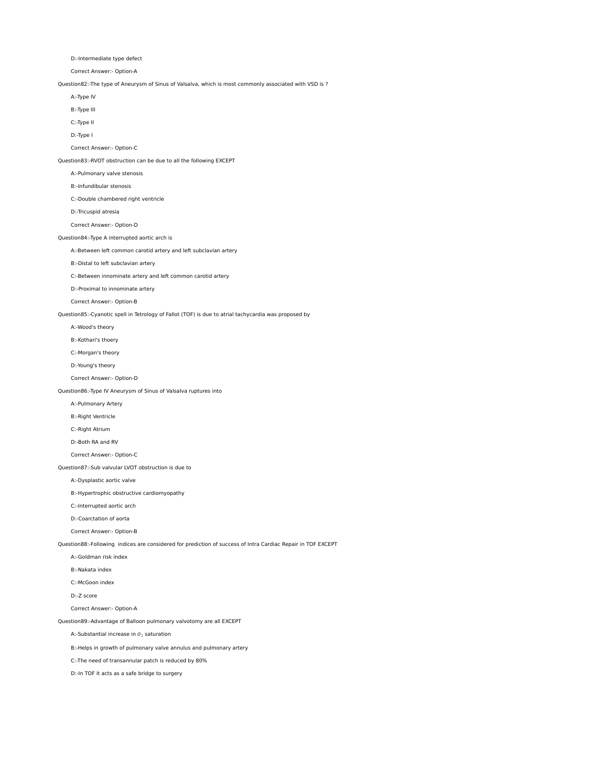D:-Intermediate type defect

Correct Answer:- Option-A

Question82:-The type of Aneurysm of Sinus of Valsalva, which is most commonly associated with VSD is ?

A:-Type IV

B:-Type III

C:-Type II

D:-Type I

Correct Answer:- Option-C

Question83:-RVOT obstruction can be due to all the following EXCEPT

A:-Pulmonary valve stenosis

B:-Infundibular stenosis

C:-Double chambered right ventricle

D:-Tricuspid atresia

Correct Answer:- Option-D

Question84:-Type A interrupted aortic arch is

A:-Between left common carotid artery and left subclavian artery

B:-Distal to left subclavian artery

C:-Between innominate artery and left common carotid artery

D:-Proximal to innominate artery

Correct Answer:- Option-B

Question85:-Cyanotic spell in Tetrology of Fallot (TOF) is due to atrial tachycardia was proposed by

A:-Wood's theory

B:-Kothari's thoery

C:-Morgan's theory

D:-Young's theory

Correct Answer:- Option-D

Question86:-Type IV Aneurysm of Sinus of Valsalva ruptures into

A:-Pulmonary Artery

B:-Right Ventricle

C:-Right Atrium

D:-Both RA and RV

Correct Answer:- Option-C

Question87:-Sub valvular LVOT obstruction is due to

A:-Dysplastic aortic valve

B:-Hypertrophic obstructive cardiomyopathy

C:-Interrupted aortic arch

D:-Coarctation of aorta

Correct Answer:- Option-B

Question88:-Following indices are considered for prediction of success of Intra Cardiac Repair in TOF EXCEPT

A:-Goldman risk index

B:-Nakata index

C:-McGoon index

D:-Z score

Correct Answer:- Option-A

Question89:-Advantage of Balloon pulmonary valvotomy are all EXCEPT

A:-Substantial increase in $O_2$ saturation

B:-Helps in growth of pulmonary valve annulus and pulmonary artery

C:-The need of transannular patch is reduced by 80%

D:-In TOF it acts as a safe bridge to surgery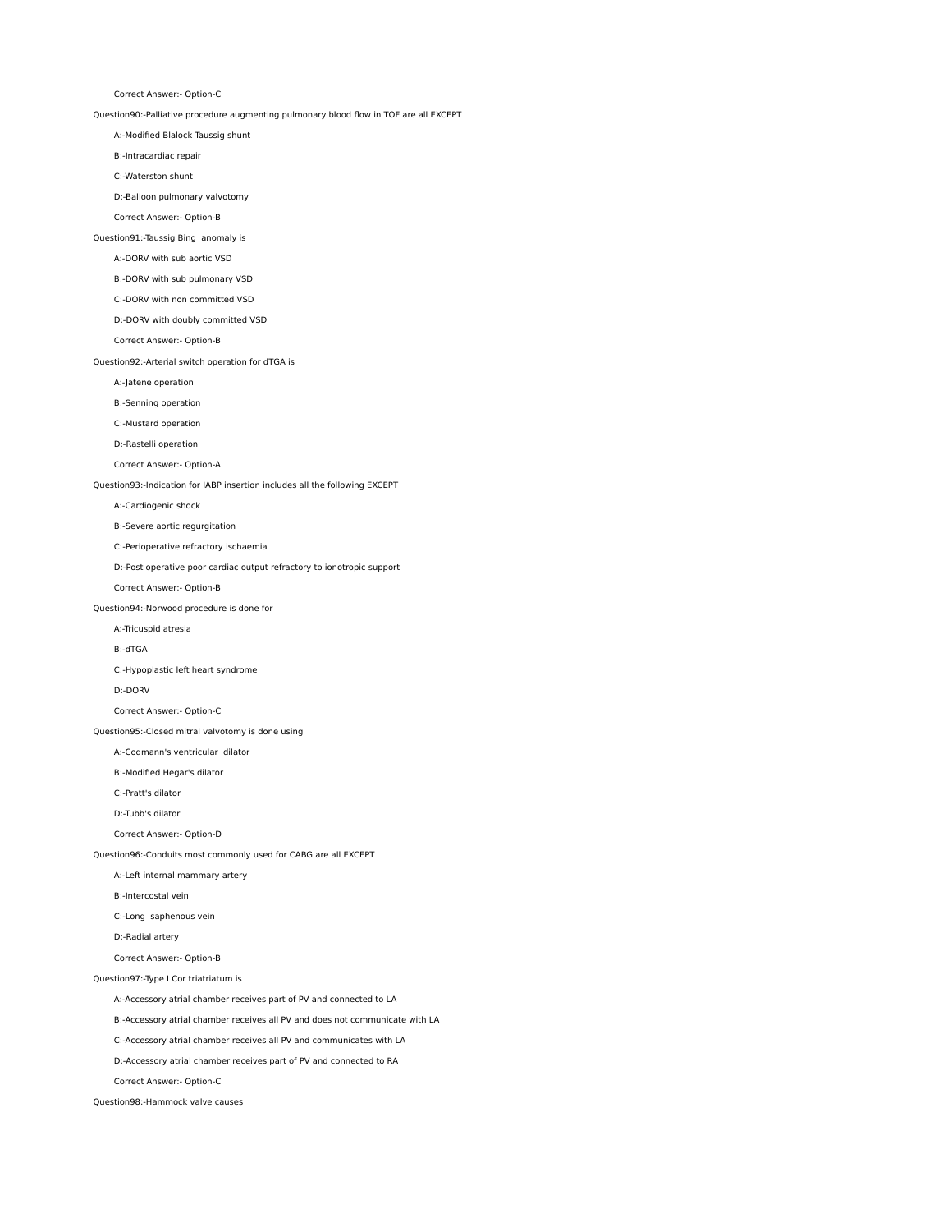Correct Answer:- Option-C

Question90:-Palliative procedure augmenting pulmonary blood flow in TOF are all EXCEPT

A:-Modified Blalock Taussig shunt

B:-Intracardiac repair

C:-Waterston shunt

D:-Balloon pulmonary valvotomy

Correct Answer:- Option-B

Question91:-Taussig Bing anomaly is

A:-DORV with sub aortic VSD

B:-DORV with sub pulmonary VSD

C:-DORV with non committed VSD

D:-DORV with doubly committed VSD

Correct Answer:- Option-B

Question92:-Arterial switch operation for dTGA is

A:-Jatene operation

B:-Senning operation

C:-Mustard operation

D:-Rastelli operation

Correct Answer:- Option-A

Question93:-Indication for IABP insertion includes all the following EXCEPT

A:-Cardiogenic shock

B:-Severe aortic regurgitation

C:-Perioperative refractory ischaemia

D:-Post operative poor cardiac output refractory to ionotropic support

Correct Answer:- Option-B

Question94:-Norwood procedure is done for

A:-Tricuspid atresia

B:-dTGA

C:-Hypoplastic left heart syndrome

D:-DORV

Correct Answer:- Option-C

Question95:-Closed mitral valvotomy is done using

A:-Codmann's ventricular dilator

B:-Modified Hegar's dilator

C:-Pratt's dilator

D:-Tubb's dilator

Correct Answer:- Option-D

Question96:-Conduits most commonly used for CABG are all EXCEPT

A:-Left internal mammary artery

B:-Intercostal vein

C:-Long saphenous vein

D:-Radial artery

Correct Answer:- Option-B

Question97:-Type I Cor triatriatum is

A:-Accessory atrial chamber receives part of PV and connected to LA

B:-Accessory atrial chamber receives all PV and does not communicate with LA

C:-Accessory atrial chamber receives all PV and communicates with LA

D:-Accessory atrial chamber receives part of PV and connected to RA

Correct Answer:- Option-C

Question98:-Hammock valve causes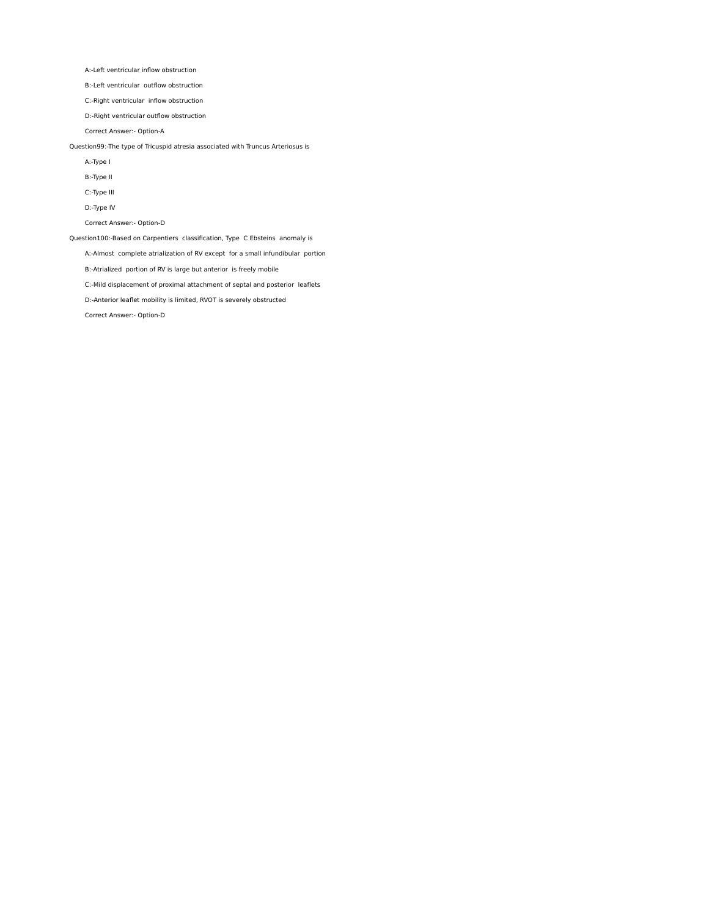A:-Left ventricular inflow obstruction

B:-Left ventricular  outflow obstruction

C:-Right ventricular  inflow obstruction

D:-Right ventricular outflow obstruction

Correct Answer:- Option-A

Question99:-The type of Tricuspid atresia associated with Truncus Arteriosus is

A:-Type I

B:-Type II

C:-Type III

D:-Type IV

Correct Answer:- Option-D

Question100:-Based on Carpentiers  classification, Type  C Ebsteins  anomaly is

A:-Almost  complete atrialization of RV except  for a small infundibular  portion

B:-Atrialized  portion of RV is large but anterior  is freely mobile

C:-Mild displacement of proximal attachment of septal and posterior  leaflets

D:-Anterior leaflet mobility is limited, RVOT is severely obstructed

Correct Answer:- Option-D